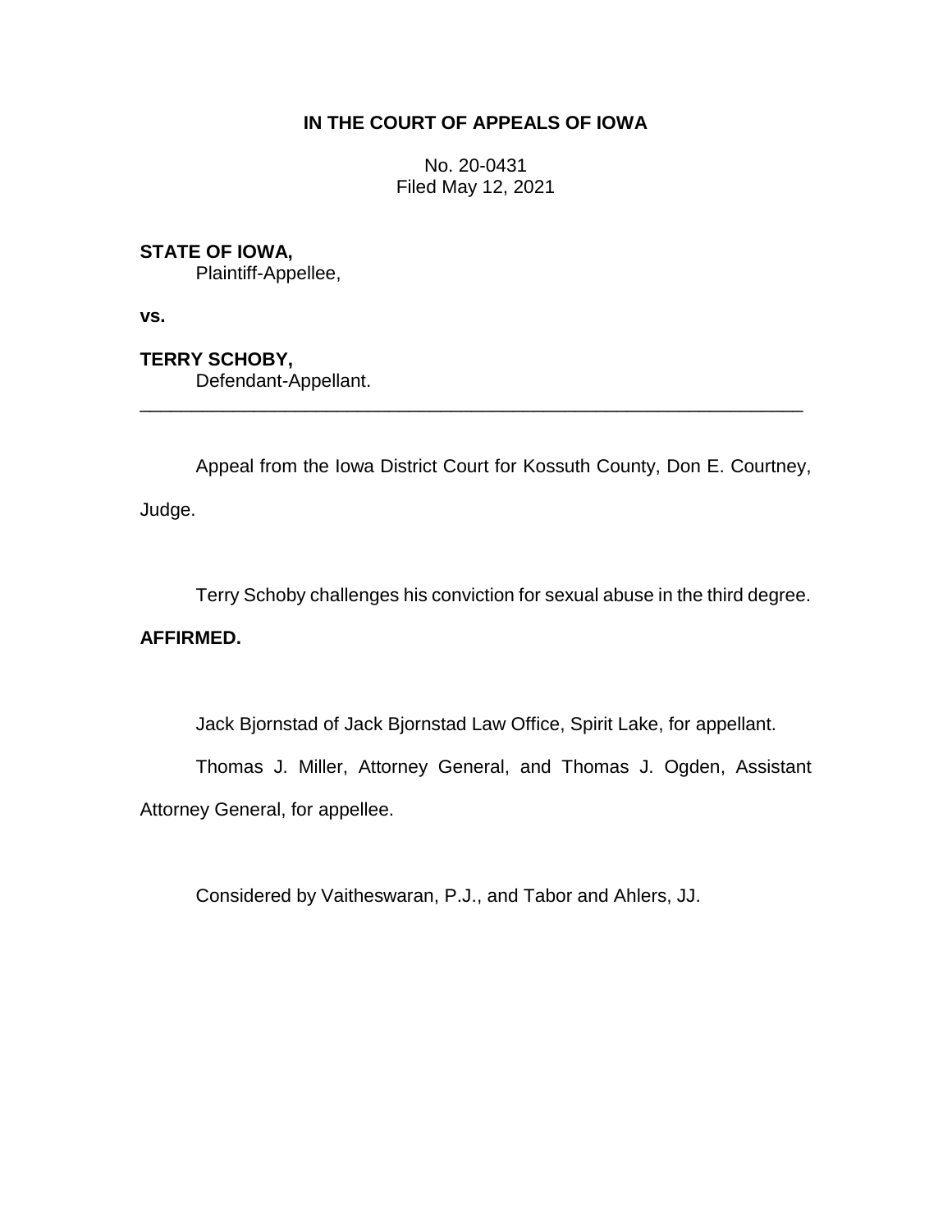**IN THE COURT OF APPEALS OF IOWA**

No. 20-0431
Filed May 12, 2021

**STATE OF IOWA,**
Plaintiff-Appellee,

**vs.**

**TERRY SCHOBY,**
Defendant-Appellant.

---

Appeal from the Iowa District Court for Kossuth County, Don E. Courtney, Judge.

Terry Schoby challenges his conviction for sexual abuse in the third degree.

**AFFIRMED.**

Jack Bjornstad of Jack Bjornstad Law Office, Spirit Lake, for appellant.

Thomas J. Miller, Attorney General, and Thomas J. Ogden, Assistant Attorney General, for appellee.

Considered by Vaitheswaran, P.J., and Tabor and Ahlers, JJ.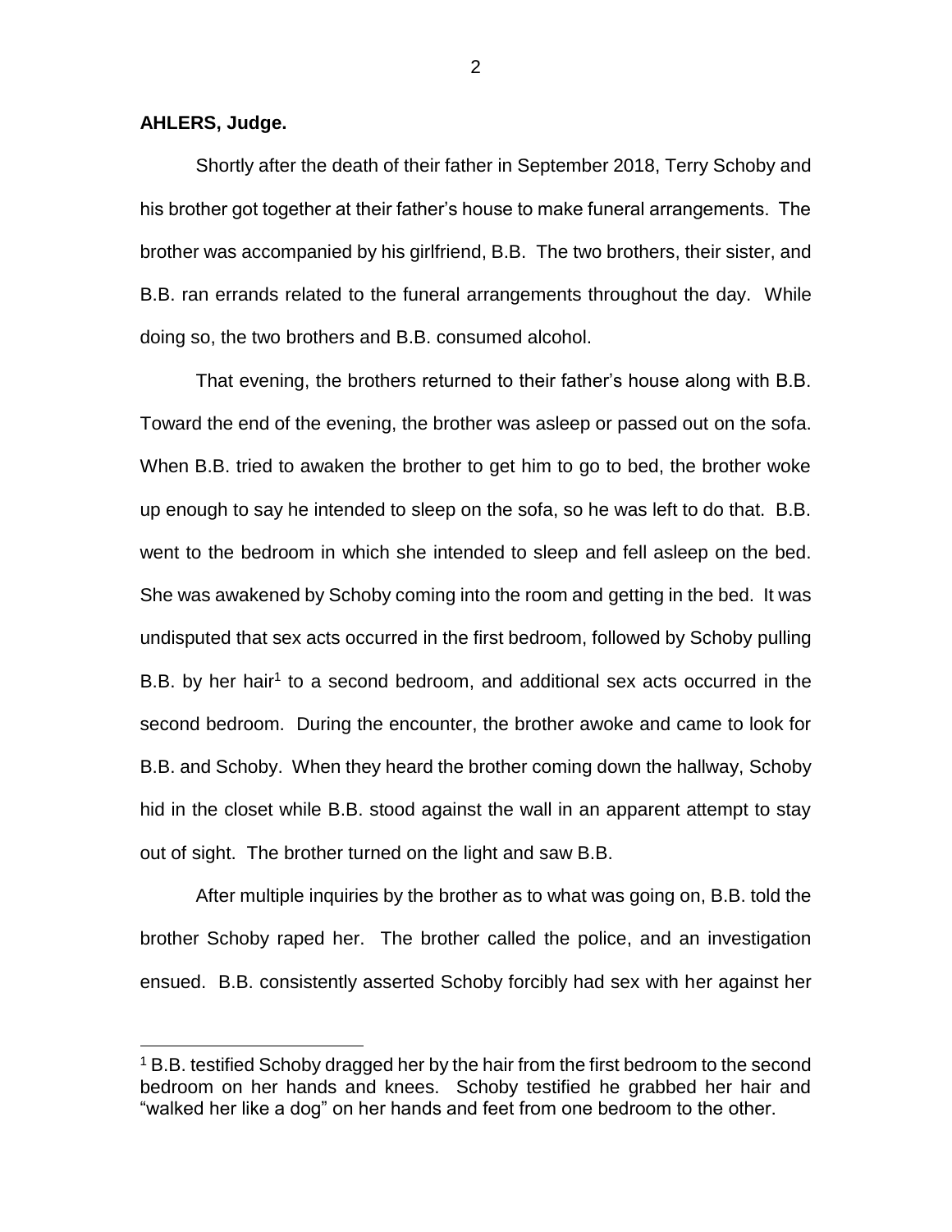**AHLERS, Judge.**

Shortly after the death of their father in September 2018, Terry Schoby and his brother got together at their father's house to make funeral arrangements. The brother was accompanied by his girlfriend, B.B. The two brothers, their sister, and B.B. ran errands related to the funeral arrangements throughout the day. While doing so, the two brothers and B.B. consumed alcohol.

That evening, the brothers returned to their father's house along with B.B. Toward the end of the evening, the brother was asleep or passed out on the sofa. When B.B. tried to awaken the brother to get him to go to bed, the brother woke up enough to say he intended to sleep on the sofa, so he was left to do that. B.B. went to the bedroom in which she intended to sleep and fell asleep on the bed. She was awakened by Schoby coming into the room and getting in the bed. It was undisputed that sex acts occurred in the first bedroom, followed by Schoby pulling B.B. by her hair[1] to a second bedroom, and additional sex acts occurred in the second bedroom. During the encounter, the brother awoke and came to look for B.B. and Schoby. When they heard the brother coming down the hallway, Schoby hid in the closet while B.B. stood against the wall in an apparent attempt to stay out of sight. The brother turned on the light and saw B.B.

After multiple inquiries by the brother as to what was going on, B.B. told the brother Schoby raped her. The brother called the police, and an investigation ensued. B.B. consistently asserted Schoby forcibly had sex with her against her

[1] B.B. testified Schoby dragged her by the hair from the first bedroom to the second bedroom on her hands and knees. Schoby testified he grabbed her hair and "walked her like a dog" on her hands and feet from one bedroom to the other.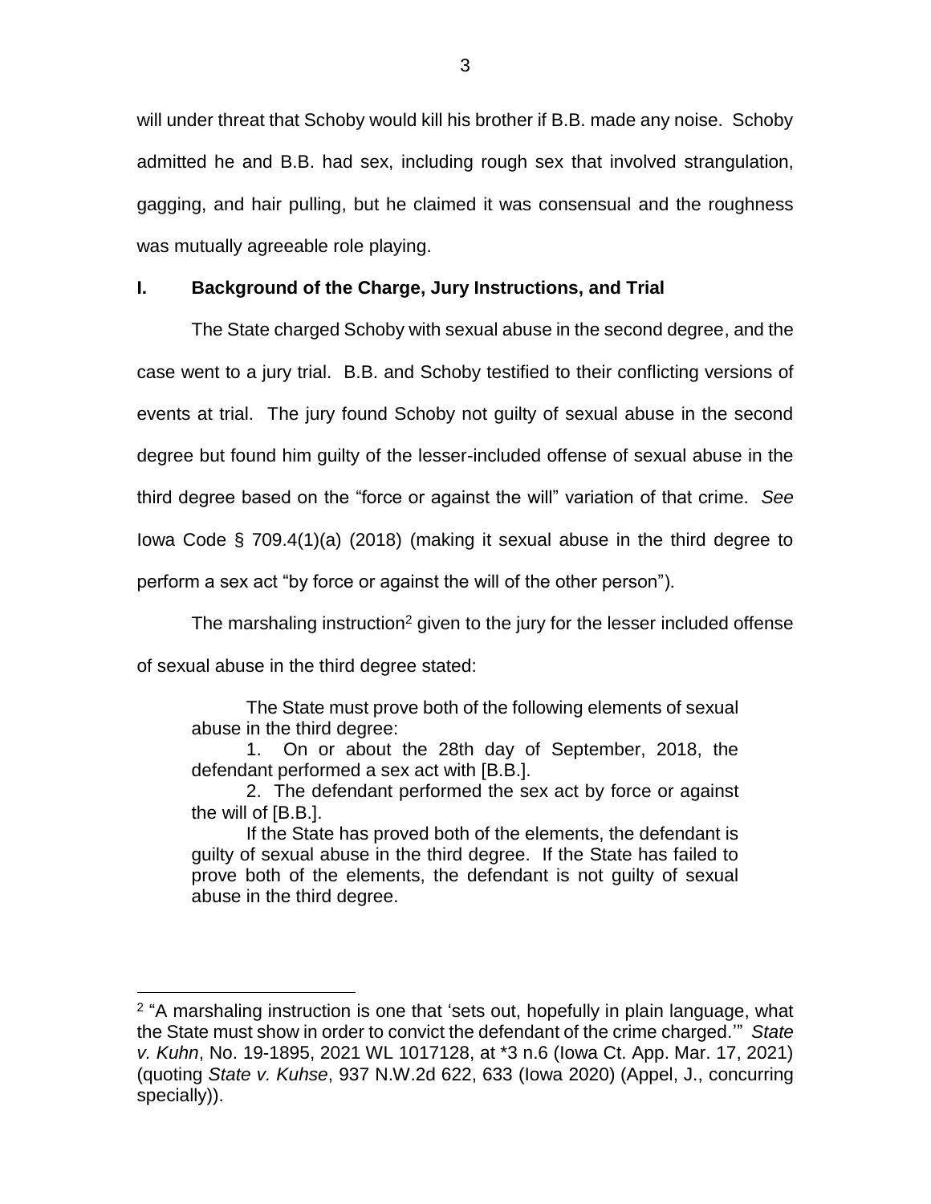will under threat that Schoby would kill his brother if B.B. made any noise. Schoby admitted he and B.B. had sex, including rough sex that involved strangulation, gagging, and hair pulling, but he claimed it was consensual and the roughness was mutually agreeable role playing.

## I. Background of the Charge, Jury Instructions, and Trial

The State charged Schoby with sexual abuse in the second degree, and the case went to a jury trial. B.B. and Schoby testified to their conflicting versions of events at trial. The jury found Schoby not guilty of sexual abuse in the second degree but found him guilty of the lesser-included offense of sexual abuse in the third degree based on the "force or against the will" variation of that crime. *See* Iowa Code § 709.4(1)(a) (2018) (making it sexual abuse in the third degree to perform a sex act "by force or against the will of the other person").

The marshaling instruction[2] given to the jury for the lesser included offense of sexual abuse in the third degree stated:

> The State must prove both of the following elements of sexual abuse in the third degree:
>
> 1. On or about the 28th day of September, 2018, the defendant performed a sex act with [B.B.].
>
> 2. The defendant performed the sex act by force or against the will of [B.B.].
>
> If the State has proved both of the elements, the defendant is guilty of sexual abuse in the third degree. If the State has failed to prove both of the elements, the defendant is not guilty of sexual abuse in the third degree.

---

[2] "A marshaling instruction is one that 'sets out, hopefully in plain language, what the State must show in order to convict the defendant of the crime charged.'" *State v. Kuhn*, No. 19-1895, 2021 WL 1017128, at *3 n.6 (Iowa Ct. App. Mar. 17, 2021) (quoting *State v. Kuhse*, 937 N.W.2d 622, 633 (Iowa 2020) (Appel, J., concurring specially)).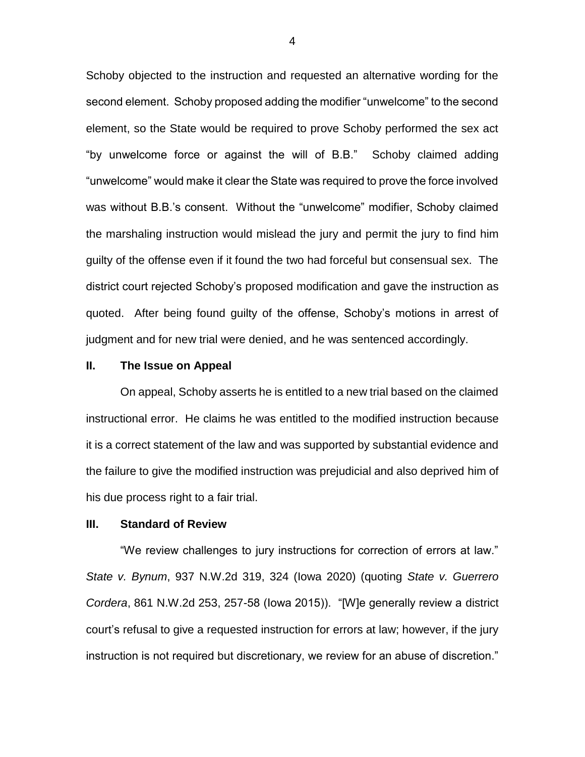Schoby objected to the instruction and requested an alternative wording for the second element. Schoby proposed adding the modifier "unwelcome" to the second element, so the State would be required to prove Schoby performed the sex act "by unwelcome force or against the will of B.B." Schoby claimed adding "unwelcome" would make it clear the State was required to prove the force involved was without B.B.'s consent. Without the "unwelcome" modifier, Schoby claimed the marshaling instruction would mislead the jury and permit the jury to find him guilty of the offense even if it found the two had forceful but consensual sex. The district court rejected Schoby's proposed modification and gave the instruction as quoted. After being found guilty of the offense, Schoby's motions in arrest of judgment and for new trial were denied, and he was sentenced accordingly.

## II. The Issue on Appeal

On appeal, Schoby asserts he is entitled to a new trial based on the claimed instructional error. He claims he was entitled to the modified instruction because it is a correct statement of the law and was supported by substantial evidence and the failure to give the modified instruction was prejudicial and also deprived him of his due process right to a fair trial.

## III. Standard of Review

"We review challenges to jury instructions for correction of errors at law." *State v. Bynum*, 937 N.W.2d 319, 324 (Iowa 2020) (quoting *State v. Guerrero Cordera*, 861 N.W.2d 253, 257-58 (Iowa 2015)). "[W]e generally review a district court's refusal to give a requested instruction for errors at law; however, if the jury instruction is not required but discretionary, we review for an abuse of discretion."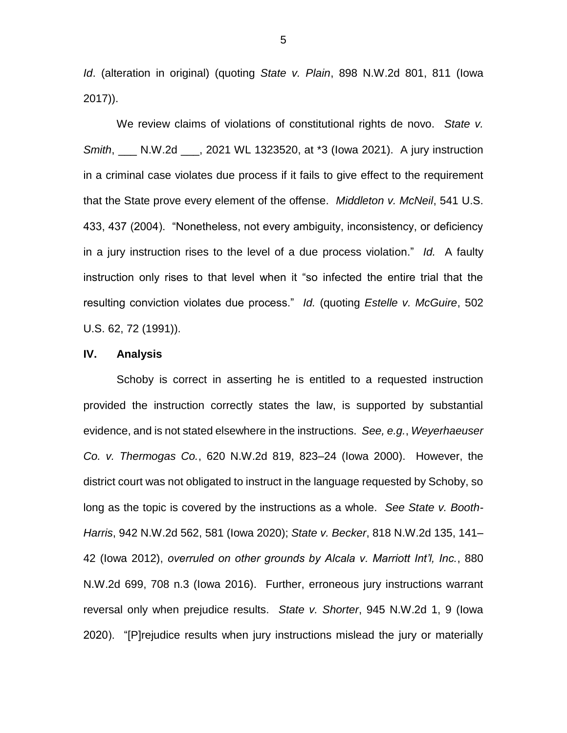*Id*. (alteration in original) (quoting *State v. Plain*, 898 N.W.2d 801, 811 (Iowa 2017)).

We review claims of violations of constitutional rights de novo. *State v. Smith*, ___ N.W.2d ___, 2021 WL 1323520, at *3 (Iowa 2021). A jury instruction in a criminal case violates due process if it fails to give effect to the requirement that the State prove every element of the offense. *Middleton v. McNeil*, 541 U.S. 433, 437 (2004). "Nonetheless, not every ambiguity, inconsistency, or deficiency in a jury instruction rises to the level of a due process violation." *Id.* A faulty instruction only rises to that level when it "so infected the entire trial that the resulting conviction violates due process." *Id.* (quoting *Estelle v. McGuire*, 502 U.S. 62, 72 (1991)).

## IV. Analysis

Schoby is correct in asserting he is entitled to a requested instruction provided the instruction correctly states the law, is supported by substantial evidence, and is not stated elsewhere in the instructions. *See, e.g.*, *Weyerhaeuser Co. v. Thermogas Co.*, 620 N.W.2d 819, 823–24 (Iowa 2000). However, the district court was not obligated to instruct in the language requested by Schoby, so long as the topic is covered by the instructions as a whole. *See State v. Booth-Harris*, 942 N.W.2d 562, 581 (Iowa 2020); *State v. Becker*, 818 N.W.2d 135, 141–42 (Iowa 2012), *overruled on other grounds by Alcala v. Marriott Int'l, Inc.*, 880 N.W.2d 699, 708 n.3 (Iowa 2016). Further, erroneous jury instructions warrant reversal only when prejudice results. *State v. Shorter*, 945 N.W.2d 1, 9 (Iowa 2020). "[P]rejudice results when jury instructions mislead the jury or materially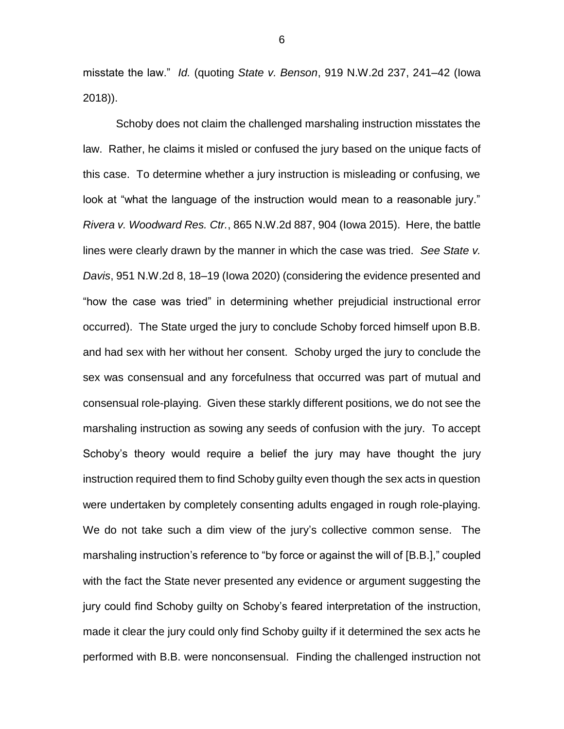misstate the law." *Id.* (quoting *State v. Benson*, 919 N.W.2d 237, 241–42 (Iowa 2018)).

Schoby does not claim the challenged marshaling instruction misstates the law. Rather, he claims it misled or confused the jury based on the unique facts of this case. To determine whether a jury instruction is misleading or confusing, we look at "what the language of the instruction would mean to a reasonable jury." *Rivera v. Woodward Res. Ctr.*, 865 N.W.2d 887, 904 (Iowa 2015). Here, the battle lines were clearly drawn by the manner in which the case was tried. *See State v. Davis*, 951 N.W.2d 8, 18–19 (Iowa 2020) (considering the evidence presented and "how the case was tried" in determining whether prejudicial instructional error occurred). The State urged the jury to conclude Schoby forced himself upon B.B. and had sex with her without her consent. Schoby urged the jury to conclude the sex was consensual and any forcefulness that occurred was part of mutual and consensual role-playing. Given these starkly different positions, we do not see the marshaling instruction as sowing any seeds of confusion with the jury. To accept Schoby's theory would require a belief the jury may have thought the jury instruction required them to find Schoby guilty even though the sex acts in question were undertaken by completely consenting adults engaged in rough role-playing. We do not take such a dim view of the jury's collective common sense. The marshaling instruction's reference to "by force or against the will of [B.B.]," coupled with the fact the State never presented any evidence or argument suggesting the jury could find Schoby guilty on Schoby's feared interpretation of the instruction, made it clear the jury could only find Schoby guilty if it determined the sex acts he performed with B.B. were nonconsensual. Finding the challenged instruction not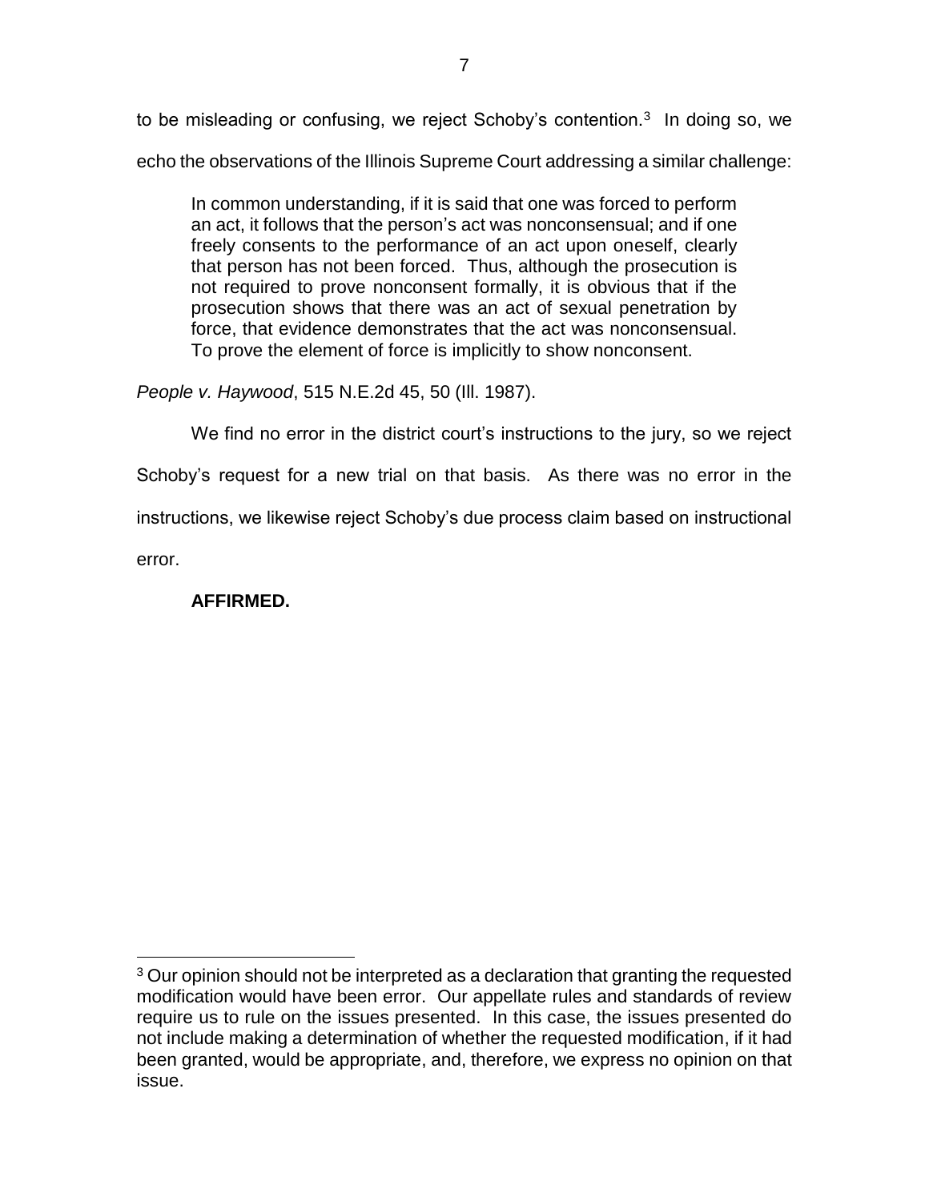to be misleading or confusing, we reject Schoby's contention.[3] In doing so, we echo the observations of the Illinois Supreme Court addressing a similar challenge:

> In common understanding, if it is said that one was forced to perform an act, it follows that the person's act was nonconsensual; and if one freely consents to the performance of an act upon oneself, clearly that person has not been forced. Thus, although the prosecution is not required to prove nonconsent formally, it is obvious that if the prosecution shows that there was an act of sexual penetration by force, that evidence demonstrates that the act was nonconsensual. To prove the element of force is implicitly to show nonconsent.

*People v. Haywood*, 515 N.E.2d 45, 50 (Ill. 1987).

We find no error in the district court's instructions to the jury, so we reject Schoby's request for a new trial on that basis. As there was no error in the instructions, we likewise reject Schoby's due process claim based on instructional error.

**AFFIRMED.**

---

[3] Our opinion should not be interpreted as a declaration that granting the requested modification would have been error. Our appellate rules and standards of review require us to rule on the issues presented. In this case, the issues presented do not include making a determination of whether the requested modification, if it had been granted, would be appropriate, and, therefore, we express no opinion on that issue.